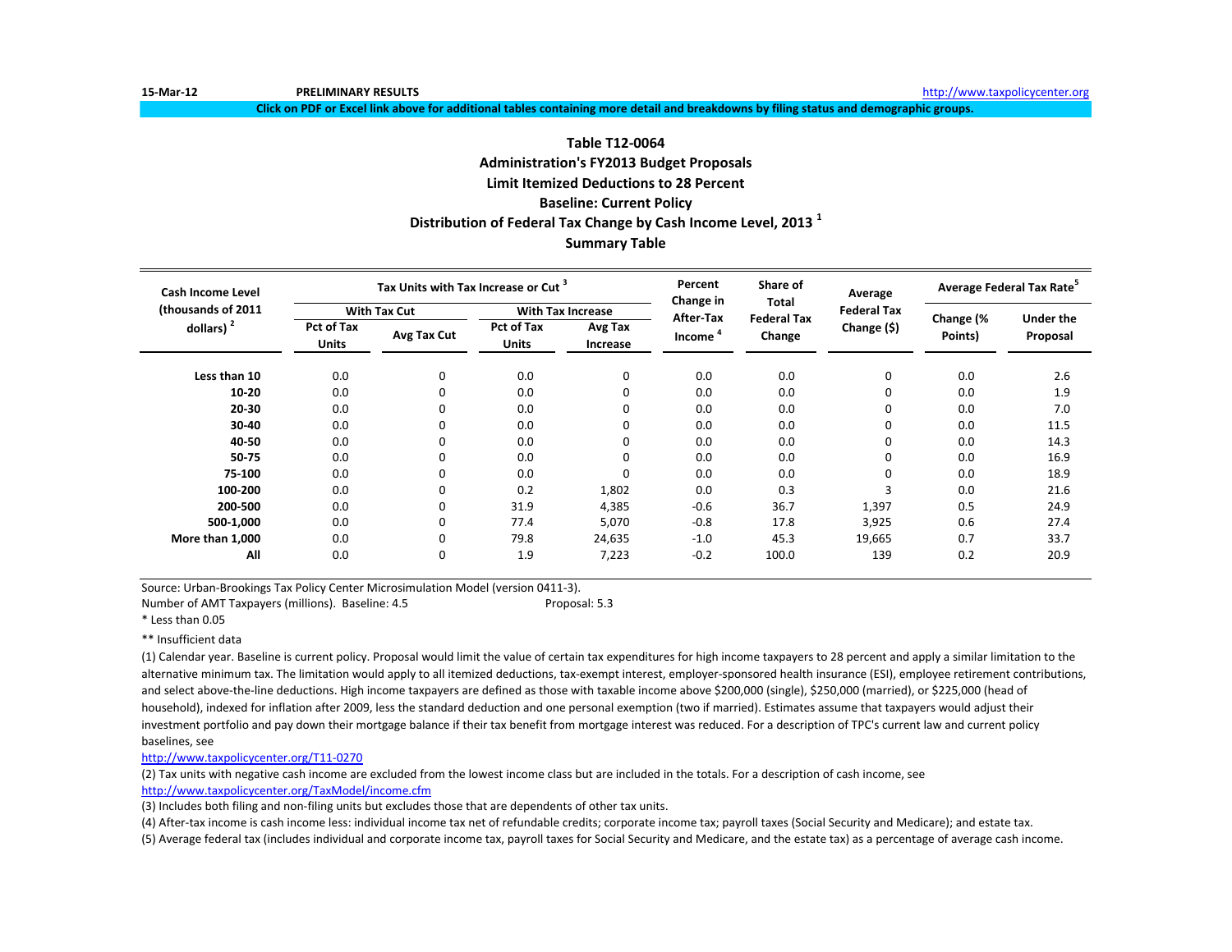15-Mar-12 **PRELIMINARY RESULTS** http://www.taxpolicycenter.org

**Click on PDF or Excel link above for additional tables containing more detail and breakdowns by filing status and demographic groups.**

## Table T12-0064
## Administration's FY2013 Budget Proposals
## Limit Itemized Deductions to 28 Percent
## Baseline: Current Policy
## Distribution of Federal Tax Change by Cash Income Level, 2013 [1]
## Summary Table

| Cash Income Level (thousands of 2011 dollars) [2] | Tax Units with Tax Increase or Cut [3] | | | | Percent Change in After-Tax Income [4] | Share of Total Federal Tax Change | Average Federal Tax Change ($) | Average Federal Tax Rate[5] | |
|---|---|---|---|---|---|---|---|---|---|
| | With Tax Cut | | With Tax Increase | | | | | | |
| | Pct of Tax Units | Avg Tax Cut | Pct of Tax Units | Avg Tax Increase | | | | Change (% Points) | Under the Proposal |
| **Less than 10** | 0.0 | 0 | 0.0 | 0 | 0.0 | 0.0 | 0 | 0.0 | 2.6 |
| **10-20** | 0.0 | 0 | 0.0 | 0 | 0.0 | 0.0 | 0 | 0.0 | 1.9 |
| **20-30** | 0.0 | 0 | 0.0 | 0 | 0.0 | 0.0 | 0 | 0.0 | 7.0 |
| **30-40** | 0.0 | 0 | 0.0 | 0 | 0.0 | 0.0 | 0 | 0.0 | 11.5 |
| **40-50** | 0.0 | 0 | 0.0 | 0 | 0.0 | 0.0 | 0 | 0.0 | 14.3 |
| **50-75** | 0.0 | 0 | 0.0 | 0 | 0.0 | 0.0 | 0 | 0.0 | 16.9 |
| **75-100** | 0.0 | 0 | 0.0 | 0 | 0.0 | 0.0 | 0 | 0.0 | 18.9 |
| **100-200** | 0.0 | 0 | 0.2 | 1,802 | 0.0 | 0.3 | 3 | 0.0 | 21.6 |
| **200-500** | 0.0 | 0 | 31.9 | 4,385 | -0.6 | 36.7 | 1,397 | 0.5 | 24.9 |
| **500-1,000** | 0.0 | 0 | 77.4 | 5,070 | -0.8 | 17.8 | 3,925 | 0.6 | 27.4 |
| **More than 1,000** | 0.0 | 0 | 79.8 | 24,635 | -1.0 | 45.3 | 19,665 | 0.7 | 33.7 |
| **All** | 0.0 | 0 | 1.9 | 7,223 | -0.2 | 100.0 | 139 | 0.2 | 20.9 |

Source: Urban-Brookings Tax Policy Center Microsimulation Model (version 0411-3).

Number of AMT Taxpayers (millions). Baseline: 4.5 Proposal: 5.3

* Less than 0.05

** Insufficient data

(1) Calendar year. Baseline is current policy. Proposal would limit the value of certain tax expenditures for high income taxpayers to 28 percent and apply a similar limitation to the alternative minimum tax. The limitation would apply to all itemized deductions, tax-exempt interest, employer-sponsored health insurance (ESI), employee retirement contributions, and select above-the-line deductions. High income taxpayers are defined as those with taxable income above $200,000 (single), $250,000 (married), or $225,000 (head of household), indexed for inflation after 2009, less the standard deduction and one personal exemption (two if married). Estimates assume that taxpayers would adjust their investment portfolio and pay down their mortgage balance if their tax benefit from mortgage interest was reduced. For a description of TPC's current law and current policy baselines, see
http://www.taxpolicycenter.org/T11-0270

(2) Tax units with negative cash income are excluded from the lowest income class but are included in the totals. For a description of cash income, see
http://www.taxpolicycenter.org/TaxModel/income.cfm

(3) Includes both filing and non-filing units but excludes those that are dependents of other tax units.

(4) After-tax income is cash income less: individual income tax net of refundable credits; corporate income tax; payroll taxes (Social Security and Medicare); and estate tax.

(5) Average federal tax (includes individual and corporate income tax, payroll taxes for Social Security and Medicare, and the estate tax) as a percentage of average cash income.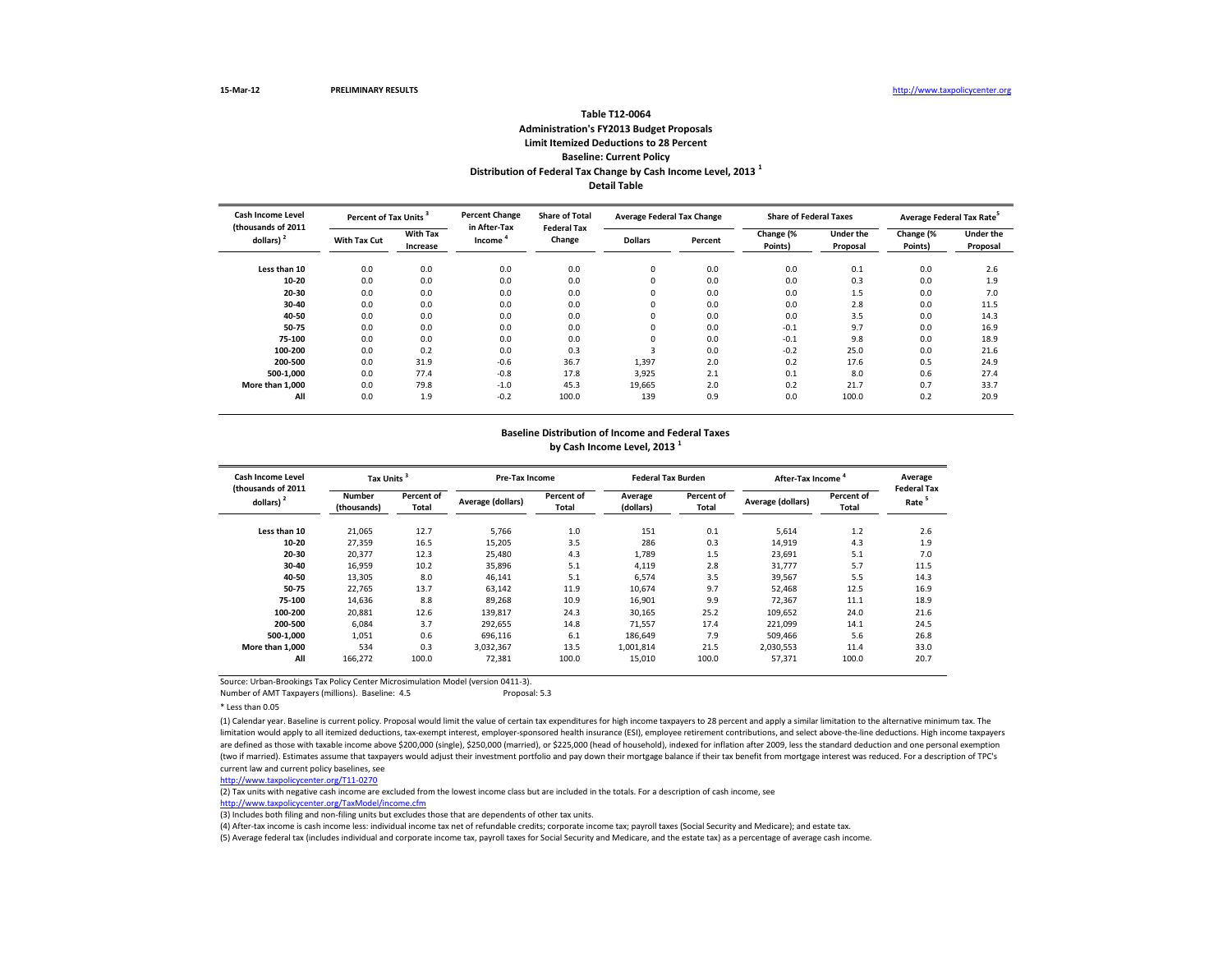15-Mar-12 PRELIMINARY RESULTS http://www.taxpolicycenter.org

## Table T12-0064
### Administration's FY2013 Budget Proposals
### Limit Itemized Deductions to 28 Percent
### Baseline: Current Policy
### Distribution of Federal Tax Change by Cash Income Level, 2013 [1]
### Detail Table

| Cash Income Level (thousands of 2011 dollars) [2] | Percent of Tax Units [3] | | Percent Change in After-Tax Income [4] | Share of Total Federal Tax Change | Average Federal Tax Change | | Share of Federal Taxes | | Average Federal Tax Rate [5] | |
|---|---|---|---|---|---|---|---|---|---|---|
| | With Tax Cut | With Tax Increase | | | Dollars | Percent | Change (% Points) | Under the Proposal | Change (% Points) | Under the Proposal |
| Less than 10 | 0.0 | 0.0 | 0.0 | 0.0 | 0 | 0.0 | 0.0 | 0.1 | 0.0 | 2.6 |
| 10-20 | 0.0 | 0.0 | 0.0 | 0.0 | 0 | 0.0 | 0.0 | 0.3 | 0.0 | 1.9 |
| 20-30 | 0.0 | 0.0 | 0.0 | 0.0 | 0 | 0.0 | 0.0 | 1.5 | 0.0 | 7.0 |
| 30-40 | 0.0 | 0.0 | 0.0 | 0.0 | 0 | 0.0 | 0.0 | 2.8 | 0.0 | 11.5 |
| 40-50 | 0.0 | 0.0 | 0.0 | 0.0 | 0 | 0.0 | 0.0 | 3.5 | 0.0 | 14.3 |
| 50-75 | 0.0 | 0.0 | 0.0 | 0.0 | 0 | 0.0 | -0.1 | 9.7 | 0.0 | 16.9 |
| 75-100 | 0.0 | 0.0 | 0.0 | 0.0 | 0 | 0.0 | -0.1 | 9.8 | 0.0 | 18.9 |
| 100-200 | 0.0 | 0.2 | 0.0 | 0.3 | 3 | 0.0 | -0.2 | 25.0 | 0.0 | 21.6 |
| 200-500 | 0.0 | 31.9 | -0.6 | 36.7 | 1,397 | 2.0 | 0.2 | 17.6 | 0.5 | 24.9 |
| 500-1,000 | 0.0 | 77.4 | -0.8 | 17.8 | 3,925 | 2.1 | 0.1 | 8.0 | 0.6 | 27.4 |
| More than 1,000 | 0.0 | 79.8 | -1.0 | 45.3 | 19,665 | 2.0 | 0.2 | 21.7 | 0.7 | 33.7 |
| All | 0.0 | 1.9 | -0.2 | 100.0 | 139 | 0.9 | 0.0 | 100.0 | 0.2 | 20.9 |

### Baseline Distribution of Income and Federal Taxes by Cash Income Level, 2013 [1]

| Cash Income Level (thousands of 2011 dollars) [2] | Tax Units [3] | | Pre-Tax Income | | Federal Tax Burden | | After-Tax Income [4] | | Average Federal Tax Rate [5] |
|---|---|---|---|---|---|---|---|---|---|
| | Number (thousands) | Percent of Total | Average (dollars) | Percent of Total | Average (dollars) | Percent of Total | Average (dollars) | Percent of Total | |
| Less than 10 | 21,065 | 12.7 | 5,766 | 1.0 | 151 | 0.1 | 5,614 | 1.2 | 2.6 |
| 10-20 | 27,359 | 16.5 | 15,205 | 3.5 | 286 | 0.3 | 14,919 | 4.3 | 1.9 |
| 20-30 | 20,377 | 12.3 | 25,480 | 4.3 | 1,789 | 1.5 | 23,691 | 5.1 | 7.0 |
| 30-40 | 16,959 | 10.2 | 35,896 | 5.1 | 4,119 | 2.8 | 31,777 | 5.7 | 11.5 |
| 40-50 | 13,305 | 8.0 | 46,141 | 5.1 | 6,574 | 3.5 | 39,567 | 5.5 | 14.3 |
| 50-75 | 22,765 | 13.7 | 63,142 | 11.9 | 10,674 | 9.7 | 52,468 | 12.5 | 16.9 |
| 75-100 | 14,636 | 8.8 | 89,268 | 10.9 | 16,901 | 9.9 | 72,367 | 11.1 | 18.9 |
| 100-200 | 20,881 | 12.6 | 139,817 | 24.3 | 30,165 | 25.2 | 109,652 | 24.0 | 21.6 |
| 200-500 | 6,084 | 3.7 | 292,655 | 14.8 | 71,557 | 17.4 | 221,099 | 14.1 | 24.5 |
| 500-1,000 | 1,051 | 0.6 | 696,116 | 6.1 | 186,649 | 7.9 | 509,466 | 5.6 | 26.8 |
| More than 1,000 | 534 | 0.3 | 3,032,367 | 13.5 | 1,001,814 | 21.5 | 2,030,553 | 11.4 | 33.0 |
| All | 166,272 | 100.0 | 72,381 | 100.0 | 15,010 | 100.0 | 57,371 | 100.0 | 20.7 |

Source: Urban-Brookings Tax Policy Center Microsimulation Model (version 0411-3).

Number of AMT Taxpayers (millions). Baseline: 4.5 Proposal: 5.3

* Less than 0.05

(1) Calendar year. Baseline is current policy. Proposal would limit the value of certain tax expenditures for high income taxpayers to 28 percent and apply a similar limitation to the alternative minimum tax. The limitation would apply to all itemized deductions, tax-exempt interest, employer-sponsored health insurance (ESI), employee retirement contributions, and select above-the-line deductions. High income taxpayers are defined as those with taxable income above $200,000 (single), $250,000 (married), or $225,000 (head of household), indexed for inflation after 2009, less the standard deduction and one personal exemption (two if married). Estimates assume that taxpayers would adjust their investment portfolio and pay down their mortgage balance if their tax benefit from mortgage interest was reduced. For a description of TPC's current law and current policy baselines, see
http://www.taxpolicycenter.org/T11-0270

(2) Tax units with negative cash income are excluded from the lowest income class but are included in the totals. For a description of cash income, see
http://www.taxpolicycenter.org/TaxModel/income.cfm

(3) Includes both filing and non-filing units but excludes those that are dependents of other tax units.

(4) After-tax income is cash income less: individual income tax net of refundable credits; corporate income tax; payroll taxes (Social Security and Medicare); and estate tax.

(5) Average federal tax (includes individual and corporate income tax, payroll taxes for Social Security and Medicare, and the estate tax) as a percentage of average cash income.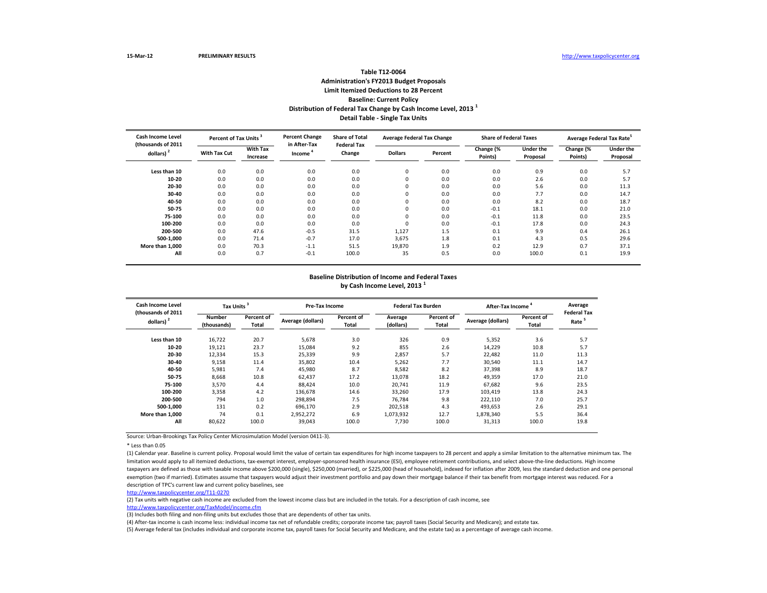15-Mar-12 **PRELIMINARY RESULTS** http://www.taxpolicycenter.org

# Table T12-0064
## Administration's FY2013 Budget Proposals
## Limit Itemized Deductions to 28 Percent
## Baseline: Current Policy
## Distribution of Federal Tax Change by Cash Income Level, 2013 [1]
## Detail Table - Single Tax Units

| Cash Income Level (thousands of 2011 dollars) [2] | Percent of Tax Units [3] | | Percent Change in After-Tax Income [4] | Share of Total Federal Tax Change | Average Federal Tax Change | | Share of Federal Taxes | | Average Federal Tax Rate [5] | |
|---|---|---|---|---|---|---|---|---|---|---|
| | With Tax Cut | With Tax Increase | | | Dollars | Percent | Change (% Points) | Under the Proposal | Change (% Points) | Under the Proposal |
| Less than 10 | 0.0 | 0.0 | 0.0 | 0.0 | 0 | 0.0 | 0.0 | 0.9 | 0.0 | 5.7 |
| 10-20 | 0.0 | 0.0 | 0.0 | 0.0 | 0 | 0.0 | 0.0 | 2.6 | 0.0 | 5.7 |
| 20-30 | 0.0 | 0.0 | 0.0 | 0.0 | 0 | 0.0 | 0.0 | 5.6 | 0.0 | 11.3 |
| 30-40 | 0.0 | 0.0 | 0.0 | 0.0 | 0 | 0.0 | 0.0 | 7.7 | 0.0 | 14.7 |
| 40-50 | 0.0 | 0.0 | 0.0 | 0.0 | 0 | 0.0 | 0.0 | 8.2 | 0.0 | 18.7 |
| 50-75 | 0.0 | 0.0 | 0.0 | 0.0 | 0 | 0.0 | -0.1 | 18.1 | 0.0 | 21.0 |
| 75-100 | 0.0 | 0.0 | 0.0 | 0.0 | 0 | 0.0 | -0.1 | 11.8 | 0.0 | 23.5 |
| 100-200 | 0.0 | 0.0 | 0.0 | 0.0 | 0 | 0.0 | -0.1 | 17.8 | 0.0 | 24.3 |
| 200-500 | 0.0 | 47.6 | -0.5 | 31.5 | 1,127 | 1.5 | 0.1 | 9.9 | 0.4 | 26.1 |
| 500-1,000 | 0.0 | 71.4 | -0.7 | 17.0 | 3,675 | 1.8 | 0.1 | 4.3 | 0.5 | 29.6 |
| More than 1,000 | 0.0 | 70.3 | -1.1 | 51.5 | 19,870 | 1.9 | 0.2 | 12.9 | 0.7 | 37.1 |
| All | 0.0 | 0.7 | -0.1 | 100.0 | 35 | 0.5 | 0.0 | 100.0 | 0.1 | 19.9 |

## Baseline Distribution of Income and Federal Taxes by Cash Income Level, 2013 [1]

| Cash Income Level (thousands of 2011 dollars) [2] | Tax Units [3] | | Pre-Tax Income | | Federal Tax Burden | | After-Tax Income [4] | | Average Federal Tax Rate [5] |
|---|---|---|---|---|---|---|---|---|---|
| | Number (thousands) | Percent of Total | Average (dollars) | Percent of Total | Average (dollars) | Percent of Total | Average (dollars) | Percent of Total | |
| Less than 10 | 16,722 | 20.7 | 5,678 | 3.0 | 326 | 0.9 | 5,352 | 3.6 | 5.7 |
| 10-20 | 19,121 | 23.7 | 15,084 | 9.2 | 855 | 2.6 | 14,229 | 10.8 | 5.7 |
| 20-30 | 12,334 | 15.3 | 25,339 | 9.9 | 2,857 | 5.7 | 22,482 | 11.0 | 11.3 |
| 30-40 | 9,158 | 11.4 | 35,802 | 10.4 | 5,262 | 7.7 | 30,540 | 11.1 | 14.7 |
| 40-50 | 5,981 | 7.4 | 45,980 | 8.7 | 8,582 | 8.2 | 37,398 | 8.9 | 18.7 |
| 50-75 | 8,668 | 10.8 | 62,437 | 17.2 | 13,078 | 18.2 | 49,359 | 17.0 | 21.0 |
| 75-100 | 3,570 | 4.4 | 88,424 | 10.0 | 20,741 | 11.9 | 67,682 | 9.6 | 23.5 |
| 100-200 | 3,358 | 4.2 | 136,678 | 14.6 | 33,260 | 17.9 | 103,419 | 13.8 | 24.3 |
| 200-500 | 794 | 1.0 | 298,894 | 7.5 | 76,784 | 9.8 | 222,110 | 7.0 | 25.7 |
| 500-1,000 | 131 | 0.2 | 696,170 | 2.9 | 202,518 | 4.3 | 493,653 | 2.6 | 29.1 |
| More than 1,000 | 74 | 0.1 | 2,952,272 | 6.9 | 1,073,932 | 12.7 | 1,878,340 | 5.5 | 36.4 |
| All | 80,622 | 100.0 | 39,043 | 100.0 | 7,730 | 100.0 | 31,313 | 100.0 | 19.8 |

Source: Urban-Brookings Tax Policy Center Microsimulation Model (version 0411-3).

* Less than 0.05

(1) Calendar year. Baseline is current policy. Proposal would limit the value of certain tax expenditures for high income taxpayers to 28 percent and apply a similar limitation to the alternative minimum tax. The limitation would apply to all itemized deductions, tax-exempt interest, employer-sponsored health insurance (ESI), employee retirement contributions, and select above-the-line deductions. High income taxpayers are defined as those with taxable income above $200,000 (single), $250,000 (married), or $225,000 (head of household), indexed for inflation after 2009, less the standard deduction and one personal exemption (two if married). Estimates assume that taxpayers would adjust their investment portfolio and pay down their mortgage balance if their tax benefit from mortgage interest was reduced. For a description of TPC's current law and current policy baselines, see
http://www.taxpolicycenter.org/T11-0270

(2) Tax units with negative cash income are excluded from the lowest income class but are included in the totals. For a description of cash income, see
http://www.taxpolicycenter.org/TaxModel/income.cfm

(3) Includes both filing and non-filing units but excludes those that are dependents of other tax units.

(4) After-tax income is cash income less: individual income tax net of refundable credits; corporate income tax; payroll taxes (Social Security and Medicare); and estate tax.

(5) Average federal tax (includes individual and corporate income tax, payroll taxes for Social Security and Medicare, and the estate tax) as a percentage of average cash income.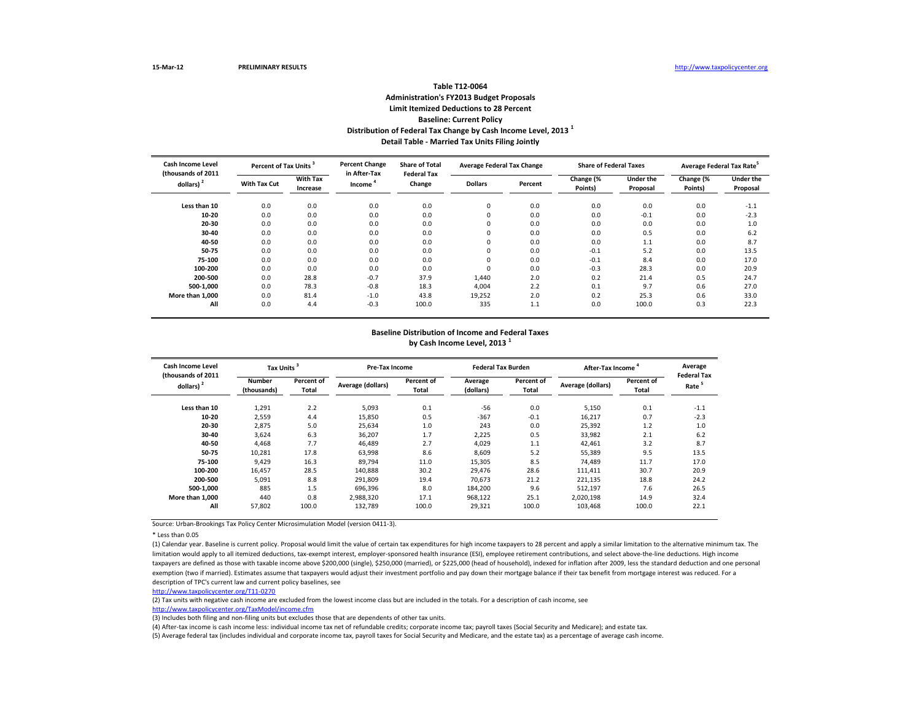15-Mar-12 PRELIMINARY RESULTS http://www.taxpolicycenter.org

# Table T12-0064
## Administration's FY2013 Budget Proposals
## Limit Itemized Deductions to 28 Percent
## Baseline: Current Policy
## Distribution of Federal Tax Change by Cash Income Level, 2013 [1]
## Detail Table - Married Tax Units Filing Jointly

| Cash Income Level (thousands of 2011 dollars) [2] | Percent of Tax Units [3] | | Percent Change in After-Tax Income [4] | Share of Total Federal Tax Change | Average Federal Tax Change | | Share of Federal Taxes | | Average Federal Tax Rate [5] | |
|---|---|---|---|---|---|---|---|---|---|---|
| | With Tax Cut | With Tax Increase | | | Dollars | Percent | Change (% Points) | Under the Proposal | Change (% Points) | Under the Proposal |
| Less than 10 | 0.0 | 0.0 | 0.0 | 0.0 | 0 | 0.0 | 0.0 | 0.0 | 0.0 | -1.1 |
| 10-20 | 0.0 | 0.0 | 0.0 | 0.0 | 0 | 0.0 | 0.0 | -0.1 | 0.0 | -2.3 |
| 20-30 | 0.0 | 0.0 | 0.0 | 0.0 | 0 | 0.0 | 0.0 | 0.0 | 0.0 | 1.0 |
| 30-40 | 0.0 | 0.0 | 0.0 | 0.0 | 0 | 0.0 | 0.0 | 0.5 | 0.0 | 6.2 |
| 40-50 | 0.0 | 0.0 | 0.0 | 0.0 | 0 | 0.0 | 0.0 | 1.1 | 0.0 | 8.7 |
| 50-75 | 0.0 | 0.0 | 0.0 | 0.0 | 0 | 0.0 | -0.1 | 5.2 | 0.0 | 13.5 |
| 75-100 | 0.0 | 0.0 | 0.0 | 0.0 | 0 | 0.0 | -0.1 | 8.4 | 0.0 | 17.0 |
| 100-200 | 0.0 | 0.0 | 0.0 | 0.0 | 0 | 0.0 | -0.3 | 28.3 | 0.0 | 20.9 |
| 200-500 | 0.0 | 28.8 | -0.7 | 37.9 | 1,440 | 2.0 | 0.2 | 21.4 | 0.5 | 24.7 |
| 500-1,000 | 0.0 | 78.3 | -0.8 | 18.3 | 4,004 | 2.2 | 0.1 | 9.7 | 0.6 | 27.0 |
| More than 1,000 | 0.0 | 81.4 | -1.0 | 43.8 | 19,252 | 2.0 | 0.2 | 25.3 | 0.6 | 33.0 |
| All | 0.0 | 4.4 | -0.3 | 100.0 | 335 | 1.1 | 0.0 | 100.0 | 0.3 | 22.3 |

## Baseline Distribution of Income and Federal Taxes by Cash Income Level, 2013 [1]

| Cash Income Level (thousands of 2011 dollars) [2] | Tax Units [3] | | Pre-Tax Income | | Federal Tax Burden | | After-Tax Income [4] | | Average Federal Tax Rate [5] |
|---|---|---|---|---|---|---|---|---|---|
| | Number (thousands) | Percent of Total | Average (dollars) | Percent of Total | Average (dollars) | Percent of Total | Average (dollars) | Percent of Total | |
| Less than 10 | 1,291 | 2.2 | 5,093 | 0.1 | -56 | 0.0 | 5,150 | 0.1 | -1.1 |
| 10-20 | 2,559 | 4.4 | 15,850 | 0.5 | -367 | -0.1 | 16,217 | 0.7 | -2.3 |
| 20-30 | 2,875 | 5.0 | 25,634 | 1.0 | 243 | 0.0 | 25,392 | 1.2 | 1.0 |
| 30-40 | 3,624 | 6.3 | 36,207 | 1.7 | 2,225 | 0.5 | 33,982 | 2.1 | 6.2 |
| 40-50 | 4,468 | 7.7 | 46,489 | 2.7 | 4,029 | 1.1 | 42,461 | 3.2 | 8.7 |
| 50-75 | 10,281 | 17.8 | 63,998 | 8.6 | 8,609 | 5.2 | 55,389 | 9.5 | 13.5 |
| 75-100 | 9,429 | 16.3 | 89,794 | 11.0 | 15,305 | 8.5 | 74,489 | 11.7 | 17.0 |
| 100-200 | 16,457 | 28.5 | 140,888 | 30.2 | 29,476 | 28.6 | 111,411 | 30.7 | 20.9 |
| 200-500 | 5,091 | 8.8 | 291,809 | 19.4 | 70,673 | 21.2 | 221,135 | 18.8 | 24.2 |
| 500-1,000 | 885 | 1.5 | 696,396 | 8.0 | 184,200 | 9.6 | 512,197 | 7.6 | 26.5 |
| More than 1,000 | 440 | 0.8 | 2,988,320 | 17.1 | 968,122 | 25.1 | 2,020,198 | 14.9 | 32.4 |
| All | 57,802 | 100.0 | 132,789 | 100.0 | 29,321 | 100.0 | 103,468 | 100.0 | 22.1 |

Source: Urban-Brookings Tax Policy Center Microsimulation Model (version 0411-3).

* Less than 0.05

(1) Calendar year. Baseline is current policy. Proposal would limit the value of certain tax expenditures for high income taxpayers to 28 percent and apply a similar limitation to the alternative minimum tax. The limitation would apply to all itemized deductions, tax-exempt interest, employer-sponsored health insurance (ESI), employee retirement contributions, and select above-the-line deductions. High income taxpayers are defined as those with taxable income above $200,000 (single), $250,000 (married), or $225,000 (head of household), indexed for inflation after 2009, less the standard deduction and one personal exemption (two if married). Estimates assume that taxpayers would adjust their investment portfolio and pay down their mortgage balance if their tax benefit from mortgage interest was reduced. For a description of TPC's current law and current policy baselines, see
http://www.taxpolicycenter.org/T11-0270

(2) Tax units with negative cash income are excluded from the lowest income class but are included in the totals. For a description of cash income, see
http://www.taxpolicycenter.org/TaxModel/income.cfm

(3) Includes both filing and non-filing units but excludes those that are dependents of other tax units.

(4) After-tax income is cash income less: individual income tax net of refundable credits; corporate income tax; payroll taxes (Social Security and Medicare); and estate tax.

(5) Average federal tax (includes individual and corporate income tax, payroll taxes for Social Security and Medicare, and the estate tax) as a percentage of average cash income.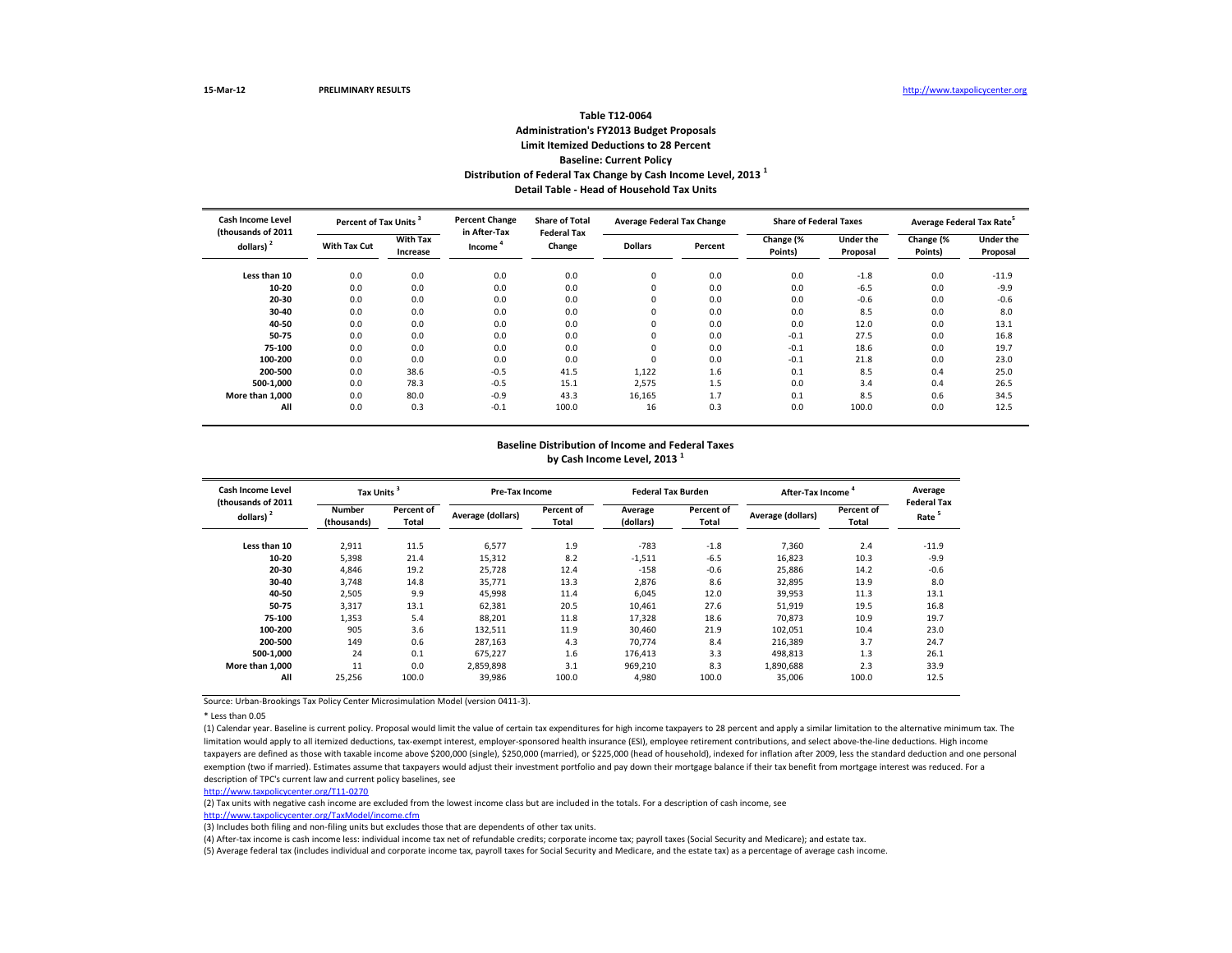15-Mar-12 PRELIMINARY RESULTS http://www.taxpolicycenter.org

### Table T12-0064
### Administration's FY2013 Budget Proposals
### Limit Itemized Deductions to 28 Percent
### Baseline: Current Policy
### Distribution of Federal Tax Change by Cash Income Level, 2013 [1]
### Detail Table - Head of Household Tax Units

| Cash Income Level (thousands of 2011 dollars) [2] | Percent of Tax Units [3] | | Percent Change in After-Tax Income [4] | Share of Total Federal Tax Change | Average Federal Tax Change | | Share of Federal Taxes | | Average Federal Tax Rate [5] | |
|---|---|---|---|---|---|---|---|---|---|---|
| | With Tax Cut | With Tax Increase | | | Dollars | Percent | Change (% Points) | Under the Proposal | Change (% Points) | Under the Proposal |
| Less than 10 | 0.0 | 0.0 | 0.0 | 0.0 | 0 | 0.0 | 0.0 | -1.8 | 0.0 | -11.9 |
| 10-20 | 0.0 | 0.0 | 0.0 | 0.0 | 0 | 0.0 | 0.0 | -6.5 | 0.0 | -9.9 |
| 20-30 | 0.0 | 0.0 | 0.0 | 0.0 | 0 | 0.0 | 0.0 | -0.6 | 0.0 | -0.6 |
| 30-40 | 0.0 | 0.0 | 0.0 | 0.0 | 0 | 0.0 | 0.0 | 8.5 | 0.0 | 8.0 |
| 40-50 | 0.0 | 0.0 | 0.0 | 0.0 | 0 | 0.0 | 0.0 | 12.0 | 0.0 | 13.1 |
| 50-75 | 0.0 | 0.0 | 0.0 | 0.0 | 0 | 0.0 | -0.1 | 27.5 | 0.0 | 16.8 |
| 75-100 | 0.0 | 0.0 | 0.0 | 0.0 | 0 | 0.0 | -0.1 | 18.6 | 0.0 | 19.7 |
| 100-200 | 0.0 | 0.0 | 0.0 | 0.0 | 0 | 0.0 | -0.1 | 21.8 | 0.0 | 23.0 |
| 200-500 | 0.0 | 38.6 | -0.5 | 41.5 | 1,122 | 1.6 | 0.1 | 8.5 | 0.4 | 25.0 |
| 500-1,000 | 0.0 | 78.3 | -0.5 | 15.1 | 2,575 | 1.5 | 0.0 | 3.4 | 0.4 | 26.5 |
| More than 1,000 | 0.0 | 80.0 | -0.9 | 43.3 | 16,165 | 1.7 | 0.1 | 8.5 | 0.6 | 34.5 |
| All | 0.0 | 0.3 | -0.1 | 100.0 | 16 | 0.3 | 0.0 | 100.0 | 0.0 | 12.5 |

### Baseline Distribution of Income and Federal Taxes by Cash Income Level, 2013 [1]

| Cash Income Level (thousands of 2011 dollars) [2] | Tax Units [3] | | Pre-Tax Income | | Federal Tax Burden | | After-Tax Income [4] | | Average Federal Tax Rate [5] |
|---|---|---|---|---|---|---|---|---|---|
| | Number (thousands) | Percent of Total | Average (dollars) | Percent of Total | Average (dollars) | Percent of Total | Average (dollars) | Percent of Total | |
| Less than 10 | 2,911 | 11.5 | 6,577 | 1.9 | -783 | -1.8 | 7,360 | 2.4 | -11.9 |
| 10-20 | 5,398 | 21.4 | 15,312 | 8.2 | -1,511 | -6.5 | 16,823 | 10.3 | -9.9 |
| 20-30 | 4,846 | 19.2 | 25,728 | 12.4 | -158 | -0.6 | 25,886 | 14.2 | -0.6 |
| 30-40 | 3,748 | 14.8 | 35,771 | 13.3 | 2,876 | 8.6 | 32,895 | 13.9 | 8.0 |
| 40-50 | 2,505 | 9.9 | 45,998 | 11.4 | 6,045 | 12.0 | 39,953 | 11.3 | 13.1 |
| 50-75 | 3,317 | 13.1 | 62,381 | 20.5 | 10,461 | 27.6 | 51,919 | 19.5 | 16.8 |
| 75-100 | 1,353 | 5.4 | 88,201 | 11.8 | 17,328 | 18.6 | 70,873 | 10.9 | 19.7 |
| 100-200 | 905 | 3.6 | 132,511 | 11.9 | 30,460 | 21.9 | 102,051 | 10.4 | 23.0 |
| 200-500 | 149 | 0.6 | 287,163 | 4.3 | 70,774 | 8.4 | 216,389 | 3.7 | 24.7 |
| 500-1,000 | 24 | 0.1 | 675,227 | 1.6 | 176,413 | 3.3 | 498,813 | 1.3 | 26.1 |
| More than 1,000 | 11 | 0.0 | 2,859,898 | 3.1 | 969,210 | 8.3 | 1,890,688 | 2.3 | 33.9 |
| All | 25,256 | 100.0 | 39,986 | 100.0 | 4,980 | 100.0 | 35,006 | 100.0 | 12.5 |

Source: Urban-Brookings Tax Policy Center Microsimulation Model (version 0411-3).

* Less than 0.05

(1) Calendar year. Baseline is current policy. Proposal would limit the value of certain tax expenditures for high income taxpayers to 28 percent and apply a similar limitation to the alternative minimum tax. The limitation would apply to all itemized deductions, tax-exempt interest, employer-sponsored health insurance (ESI), employee retirement contributions, and select above-the-line deductions. High income taxpayers are defined as those with taxable income above $200,000 (single), $250,000 (married), or $225,000 (head of household), indexed for inflation after 2009, less the standard deduction and one personal exemption (two if married). Estimates assume that taxpayers would adjust their investment portfolio and pay down their mortgage balance if their tax benefit from mortgage interest was reduced. For a description of TPC's current law and current policy baselines, see

http://www.taxpolicycenter.org/T11-0270

(2) Tax units with negative cash income are excluded from the lowest income class but are included in the totals. For a description of cash income, see

http://www.taxpolicycenter.org/TaxModel/income.cfm

(3) Includes both filing and non-filing units but excludes those that are dependents of other tax units.

(4) After-tax income is cash income less: individual income tax net of refundable credits; corporate income tax; payroll taxes (Social Security and Medicare); and estate tax.

(5) Average federal tax (includes individual and corporate income tax, payroll taxes for Social Security and Medicare, and the estate tax) as a percentage of average cash income.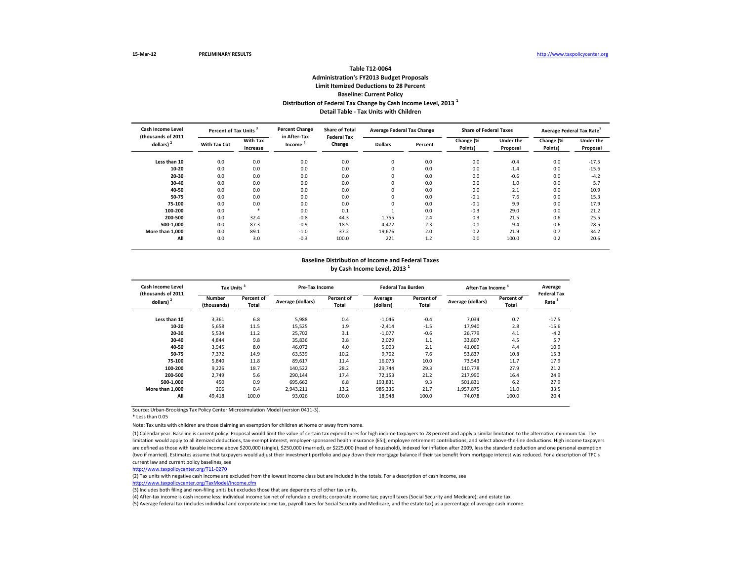15-Mar-12 **PRELIMINARY RESULTS** http://www.taxpolicycenter.org

### Table T12-0064
### Administration's FY2013 Budget Proposals
### Limit Itemized Deductions to 28 Percent
### Baseline: Current Policy
### Distribution of Federal Tax Change by Cash Income Level, 2013 [1]
### Detail Table - Tax Units with Children

| Cash Income Level (thousands of 2011 dollars) [2] | Percent of Tax Units [3] | | Percent Change in After-Tax Income [4] | Share of Total Federal Tax Change | Average Federal Tax Change | | Share of Federal Taxes | | Average Federal Tax Rate [5] | |
|---|---|---|---|---|---|---|---|---|---|---|
| | With Tax Cut | With Tax Increase | | | Dollars | Percent | Change (% Points) | Under the Proposal | Change (% Points) | Under the Proposal |
| Less than 10 | 0.0 | 0.0 | 0.0 | 0.0 | 0 | 0.0 | 0.0 | -0.4 | 0.0 | -17.5 |
| 10-20 | 0.0 | 0.0 | 0.0 | 0.0 | 0 | 0.0 | 0.0 | -1.4 | 0.0 | -15.6 |
| 20-30 | 0.0 | 0.0 | 0.0 | 0.0 | 0 | 0.0 | 0.0 | -0.6 | 0.0 | -4.2 |
| 30-40 | 0.0 | 0.0 | 0.0 | 0.0 | 0 | 0.0 | 0.0 | 1.0 | 0.0 | 5.7 |
| 40-50 | 0.0 | 0.0 | 0.0 | 0.0 | 0 | 0.0 | 0.0 | 2.1 | 0.0 | 10.9 |
| 50-75 | 0.0 | 0.0 | 0.0 | 0.0 | 0 | 0.0 | -0.1 | 7.6 | 0.0 | 15.3 |
| 75-100 | 0.0 | 0.0 | 0.0 | 0.0 | 0 | 0.0 | -0.1 | 9.9 | 0.0 | 17.9 |
| 100-200 | 0.0 | * | 0.0 | 0.1 | 1 | 0.0 | -0.3 | 29.0 | 0.0 | 21.2 |
| 200-500 | 0.0 | 32.4 | -0.8 | 44.3 | 1,755 | 2.4 | 0.3 | 21.5 | 0.6 | 25.5 |
| 500-1,000 | 0.0 | 87.3 | -0.9 | 18.5 | 4,472 | 2.3 | 0.1 | 9.4 | 0.6 | 28.5 |
| More than 1,000 | 0.0 | 89.1 | -1.0 | 37.2 | 19,676 | 2.0 | 0.2 | 21.9 | 0.7 | 34.2 |
| All | 0.0 | 3.0 | -0.3 | 100.0 | 221 | 1.2 | 0.0 | 100.0 | 0.2 | 20.6 |

### Baseline Distribution of Income and Federal Taxes by Cash Income Level, 2013 [1]

| Cash Income Level (thousands of 2011 dollars) [2] | Tax Units [3] | | Pre-Tax Income | | Federal Tax Burden | | After-Tax Income [4] | | Average Federal Tax Rate [5] |
|---|---|---|---|---|---|---|---|---|---|
| | Number (thousands) | Percent of Total | Average (dollars) | Percent of Total | Average (dollars) | Percent of Total | Average (dollars) | Percent of Total | |
| Less than 10 | 3,361 | 6.8 | 5,988 | 0.4 | -1,046 | -0.4 | 7,034 | 0.7 | -17.5 |
| 10-20 | 5,658 | 11.5 | 15,525 | 1.9 | -2,414 | -1.5 | 17,940 | 2.8 | -15.6 |
| 20-30 | 5,534 | 11.2 | 25,702 | 3.1 | -1,077 | -0.6 | 26,779 | 4.1 | -4.2 |
| 30-40 | 4,844 | 9.8 | 35,836 | 3.8 | 2,029 | 1.1 | 33,807 | 4.5 | 5.7 |
| 40-50 | 3,945 | 8.0 | 46,072 | 4.0 | 5,003 | 2.1 | 41,069 | 4.4 | 10.9 |
| 50-75 | 7,372 | 14.9 | 63,539 | 10.2 | 9,702 | 7.6 | 53,837 | 10.8 | 15.3 |
| 75-100 | 5,840 | 11.8 | 89,617 | 11.4 | 16,073 | 10.0 | 73,543 | 11.7 | 17.9 |
| 100-200 | 9,226 | 18.7 | 140,522 | 28.2 | 29,744 | 29.3 | 110,778 | 27.9 | 21.2 |
| 200-500 | 2,749 | 5.6 | 290,144 | 17.4 | 72,153 | 21.2 | 217,990 | 16.4 | 24.9 |
| 500-1,000 | 450 | 0.9 | 695,662 | 6.8 | 193,831 | 9.3 | 501,831 | 6.2 | 27.9 |
| More than 1,000 | 206 | 0.4 | 2,943,211 | 13.2 | 985,336 | 21.7 | 1,957,875 | 11.0 | 33.5 |
| All | 49,418 | 100.0 | 93,026 | 100.0 | 18,948 | 100.0 | 74,078 | 100.0 | 20.4 |

Source: Urban-Brookings Tax Policy Center Microsimulation Model (version 0411-3).

* Less than 0.05

Note: Tax units with children are those claiming an exemption for children at home or away from home.

(1) Calendar year. Baseline is current policy. Proposal would limit the value of certain tax expenditures for high income taxpayers to 28 percent and apply a similar limitation to the alternative minimum tax. The limitation would apply to all itemized deductions, tax-exempt interest, employer-sponsored health insurance (ESI), employee retirement contributions, and select above-the-line deductions. High income taxpayers are defined as those with taxable income above $200,000 (single), $250,000 (married), or $225,000 (head of household), indexed for inflation after 2009, less the standard deduction and one personal exemption (two if married). Estimates assume that taxpayers would adjust their investment portfolio and pay down their mortgage balance if their tax benefit from mortgage interest was reduced. For a description of TPC's current law and current policy baselines, see
http://www.taxpolicycenter.org/T11-0270

(2) Tax units with negative cash income are excluded from the lowest income class but are included in the totals. For a description of cash income, see
http://www.taxpolicycenter.org/TaxModel/income.cfm

(3) Includes both filing and non-filing units but excludes those that are dependents of other tax units.

(4) After-tax income is cash income less: individual income tax net of refundable credits; corporate income tax; payroll taxes (Social Security and Medicare); and estate tax.

(5) Average federal tax (includes individual and corporate income tax, payroll taxes for Social Security and Medicare, and the estate tax) as a percentage of average cash income.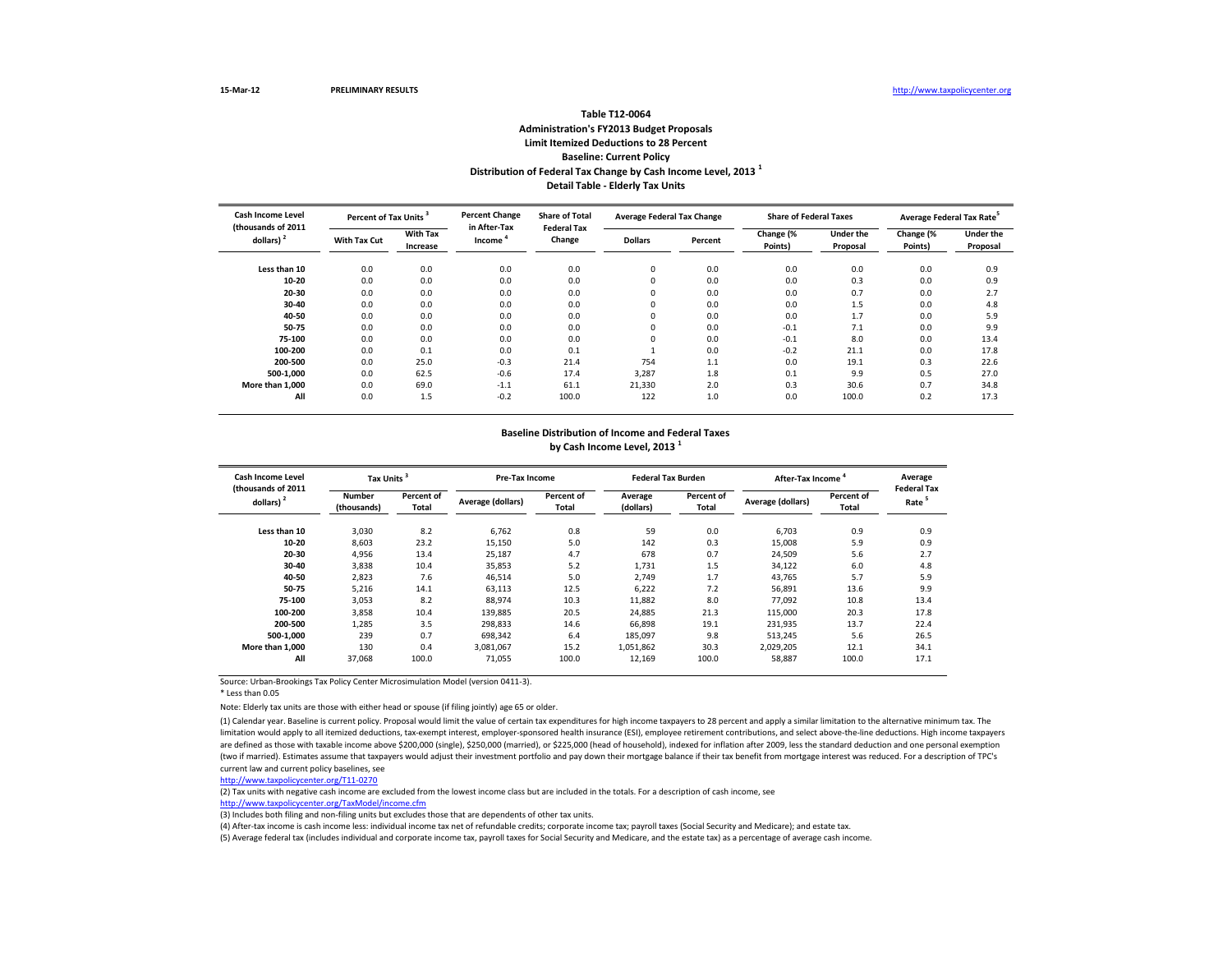15-Mar-12 **PRELIMINARY RESULTS** http://www.taxpolicycenter.org

**Table T12-0064**
**Administration's FY2013 Budget Proposals**
**Limit Itemized Deductions to 28 Percent**
**Baseline: Current Policy**
**Distribution of Federal Tax Change by Cash Income Level, 2013 [1]**
**Detail Table - Elderly Tax Units**

| Cash Income Level (thousands of 2011 dollars) [2] | Percent of Tax Units [3] | | Percent Change in After-Tax Income [4] | Share of Total Federal Tax Change | Average Federal Tax Change | | Share of Federal Taxes | | Average Federal Tax Rate [5] | |
|---|---|---|---|---|---|---|---|---|---|---|
| | With Tax Cut | With Tax Increase | | | Dollars | Percent | Change (% Points) | Under the Proposal | Change (% Points) | Under the Proposal |
| Less than 10 | 0.0 | 0.0 | 0.0 | 0.0 | 0 | 0.0 | 0.0 | 0.0 | 0.0 | 0.9 |
| 10-20 | 0.0 | 0.0 | 0.0 | 0.0 | 0 | 0.0 | 0.0 | 0.3 | 0.0 | 0.9 |
| 20-30 | 0.0 | 0.0 | 0.0 | 0.0 | 0 | 0.0 | 0.0 | 0.7 | 0.0 | 2.7 |
| 30-40 | 0.0 | 0.0 | 0.0 | 0.0 | 0 | 0.0 | 0.0 | 1.5 | 0.0 | 4.8 |
| 40-50 | 0.0 | 0.0 | 0.0 | 0.0 | 0 | 0.0 | 0.0 | 1.7 | 0.0 | 5.9 |
| 50-75 | 0.0 | 0.0 | 0.0 | 0.0 | 0 | 0.0 | -0.1 | 7.1 | 0.0 | 9.9 |
| 75-100 | 0.0 | 0.0 | 0.0 | 0.0 | 0 | 0.0 | -0.1 | 8.0 | 0.0 | 13.4 |
| 100-200 | 0.0 | 0.1 | 0.0 | 0.1 | 1 | 0.0 | -0.2 | 21.1 | 0.0 | 17.8 |
| 200-500 | 0.0 | 25.0 | -0.3 | 21.4 | 754 | 1.1 | 0.0 | 19.1 | 0.3 | 22.6 |
| 500-1,000 | 0.0 | 62.5 | -0.6 | 17.4 | 3,287 | 1.8 | 0.1 | 9.9 | 0.5 | 27.0 |
| More than 1,000 | 0.0 | 69.0 | -1.1 | 61.1 | 21,330 | 2.0 | 0.3 | 30.6 | 0.7 | 34.8 |
| All | 0.0 | 1.5 | -0.2 | 100.0 | 122 | 1.0 | 0.0 | 100.0 | 0.2 | 17.3 |

**Baseline Distribution of Income and Federal Taxes**
**by Cash Income Level, 2013 [1]**

| Cash Income Level (thousands of 2011 dollars) [2] | Tax Units [3] | | Pre-Tax Income | | Federal Tax Burden | | After-Tax Income [4] | | Average Federal Tax Rate [5] |
|---|---|---|---|---|---|---|---|---|---|
| | Number (thousands) | Percent of Total | Average (dollars) | Percent of Total | Average (dollars) | Percent of Total | Average (dollars) | Percent of Total | |
| Less than 10 | 3,030 | 8.2 | 6,762 | 0.8 | 59 | 0.0 | 6,703 | 0.9 | 0.9 |
| 10-20 | 8,603 | 23.2 | 15,150 | 5.0 | 142 | 0.3 | 15,008 | 5.9 | 0.9 |
| 20-30 | 4,956 | 13.4 | 25,187 | 4.7 | 678 | 0.7 | 24,509 | 5.6 | 2.7 |
| 30-40 | 3,838 | 10.4 | 35,853 | 5.2 | 1,731 | 1.5 | 34,122 | 6.0 | 4.8 |
| 40-50 | 2,823 | 7.6 | 46,514 | 5.0 | 2,749 | 1.7 | 43,765 | 5.7 | 5.9 |
| 50-75 | 5,216 | 14.1 | 63,113 | 12.5 | 6,222 | 7.2 | 56,891 | 13.6 | 9.9 |
| 75-100 | 3,053 | 8.2 | 88,974 | 10.3 | 11,882 | 8.0 | 77,092 | 10.8 | 13.4 |
| 100-200 | 3,858 | 10.4 | 139,885 | 20.5 | 24,885 | 21.3 | 115,000 | 20.3 | 17.8 |
| 200-500 | 1,285 | 3.5 | 298,833 | 14.6 | 66,898 | 19.1 | 231,935 | 13.7 | 22.4 |
| 500-1,000 | 239 | 0.7 | 698,342 | 6.4 | 185,097 | 9.8 | 513,245 | 5.6 | 26.5 |
| More than 1,000 | 130 | 0.4 | 3,081,067 | 15.2 | 1,051,862 | 30.3 | 2,029,205 | 12.1 | 34.1 |
| All | 37,068 | 100.0 | 71,055 | 100.0 | 12,169 | 100.0 | 58,887 | 100.0 | 17.1 |

Source: Urban-Brookings Tax Policy Center Microsimulation Model (version 0411-3).

* Less than 0.05

Note: Elderly tax units are those with either head or spouse (if filing jointly) age 65 or older.

(1) Calendar year. Baseline is current policy. Proposal would limit the value of certain tax expenditures for high income taxpayers to 28 percent and apply a similar limitation to the alternative minimum tax. The limitation would apply to all itemized deductions, tax-exempt interest, employer-sponsored health insurance (ESI), employee retirement contributions, and select above-the-line deductions. High income taxpayers are defined as those with taxable income above $200,000 (single), $250,000 (married), or $225,000 (head of household), indexed for inflation after 2009, less the standard deduction and one personal exemption (two if married). Estimates assume that taxpayers would adjust their investment portfolio and pay down their mortgage balance if their tax benefit from mortgage interest was reduced. For a description of TPC's current law and current policy baselines, see
http://www.taxpolicycenter.org/T11-0270

(2) Tax units with negative cash income are excluded from the lowest income class but are included in the totals. For a description of cash income, see
http://www.taxpolicycenter.org/TaxModel/income.cfm

(3) Includes both filing and non-filing units but excludes those that are dependents of other tax units.

(4) After-tax income is cash income less: individual income tax net of refundable credits; corporate income tax; payroll taxes (Social Security and Medicare); and estate tax.

(5) Average federal tax (includes individual and corporate income tax, payroll taxes for Social Security and Medicare, and the estate tax) as a percentage of average cash income.